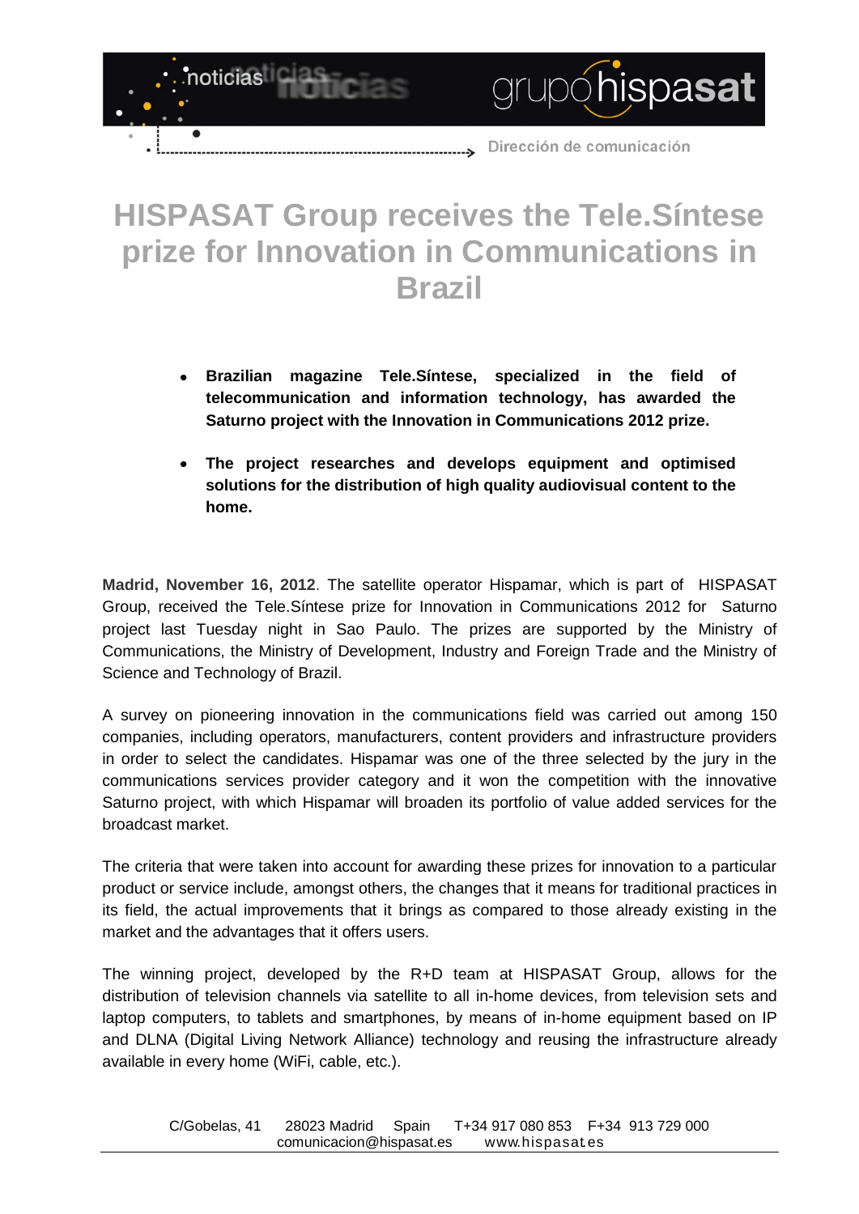# HISPASAT Group receives the Tele.Síntese prize for Innovation in Communications in Brazil

- **Brazilian magazine Tele.Síntese, specialized in the field of telecommunication and information technology, has awarded the Saturno project with the Innovation in Communications 2012 prize.**
- **The project researches and develops equipment and optimised solutions for the distribution of high quality audiovisual content to the home.**

**Madrid, November 16, 2012**. The satellite operator Hispamar, which is part of HISPASAT Group, received the Tele.Síntese prize for Innovation in Communications 2012 for Saturno project last Tuesday night in Sao Paulo. The prizes are supported by the Ministry of Communications, the Ministry of Development, Industry and Foreign Trade and the Ministry of Science and Technology of Brazil.

A survey on pioneering innovation in the communications field was carried out among 150 companies, including operators, manufacturers, content providers and infrastructure providers in order to select the candidates. Hispamar was one of the three selected by the jury in the communications services provider category and it won the competition with the innovative Saturno project, with which Hispamar will broaden its portfolio of value added services for the broadcast market.

The criteria that were taken into account for awarding these prizes for innovation to a particular product or service include, amongst others, the changes that it means for traditional practices in its field, the actual improvements that it brings as compared to those already existing in the market and the advantages that it offers users.

The winning project, developed by the R+D team at HISPASAT Group, allows for the distribution of television channels via satellite to all in-home devices, from television sets and laptop computers, to tablets and smartphones, by means of in-home equipment based on IP and DLNA (Digital Living Network Alliance) technology and reusing the infrastructure already available in every home (WiFi, cable, etc.).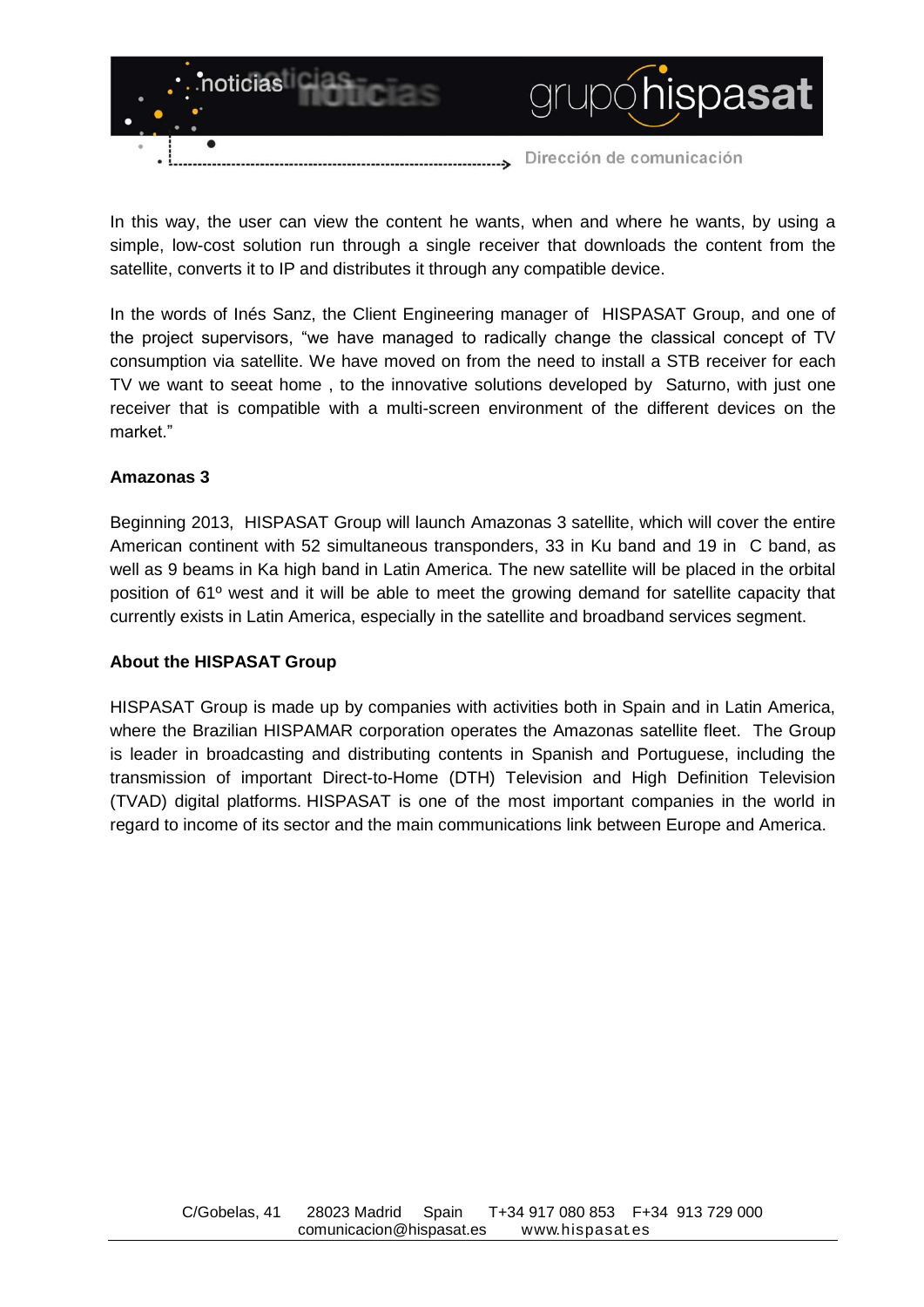In this way, the user can view the content he wants, when and where he wants, by using a simple, low-cost solution run through a single receiver that downloads the content from the satellite, converts it to IP and distributes it through any compatible device.

In the words of Inés Sanz, the Client Engineering manager of HISPASAT Group, and one of the project supervisors, "we have managed to radically change the classical concept of TV consumption via satellite. We have moved on from the need to install a STB receiver for each TV we want to seeat home , to the innovative solutions developed by Saturno, with just one receiver that is compatible with a multi-screen environment of the different devices on the market."

**Amazonas 3**

Beginning 2013, HISPASAT Group will launch Amazonas 3 satellite, which will cover the entire American continent with 52 simultaneous transponders, 33 in Ku band and 19 in C band, as well as 9 beams in Ka high band in Latin America. The new satellite will be placed in the orbital position of 61º west and it will be able to meet the growing demand for satellite capacity that currently exists in Latin America, especially in the satellite and broadband services segment.

**About the HISPASAT Group**

HISPASAT Group is made up by companies with activities both in Spain and in Latin America, where the Brazilian HISPAMAR corporation operates the Amazonas satellite fleet. The Group is leader in broadcasting and distributing contents in Spanish and Portuguese, including the transmission of important Direct-to-Home (DTH) Television and High Definition Television (TVAD) digital platforms. HISPASAT is one of the most important companies in the world in regard to income of its sector and the main communications link between Europe and America.